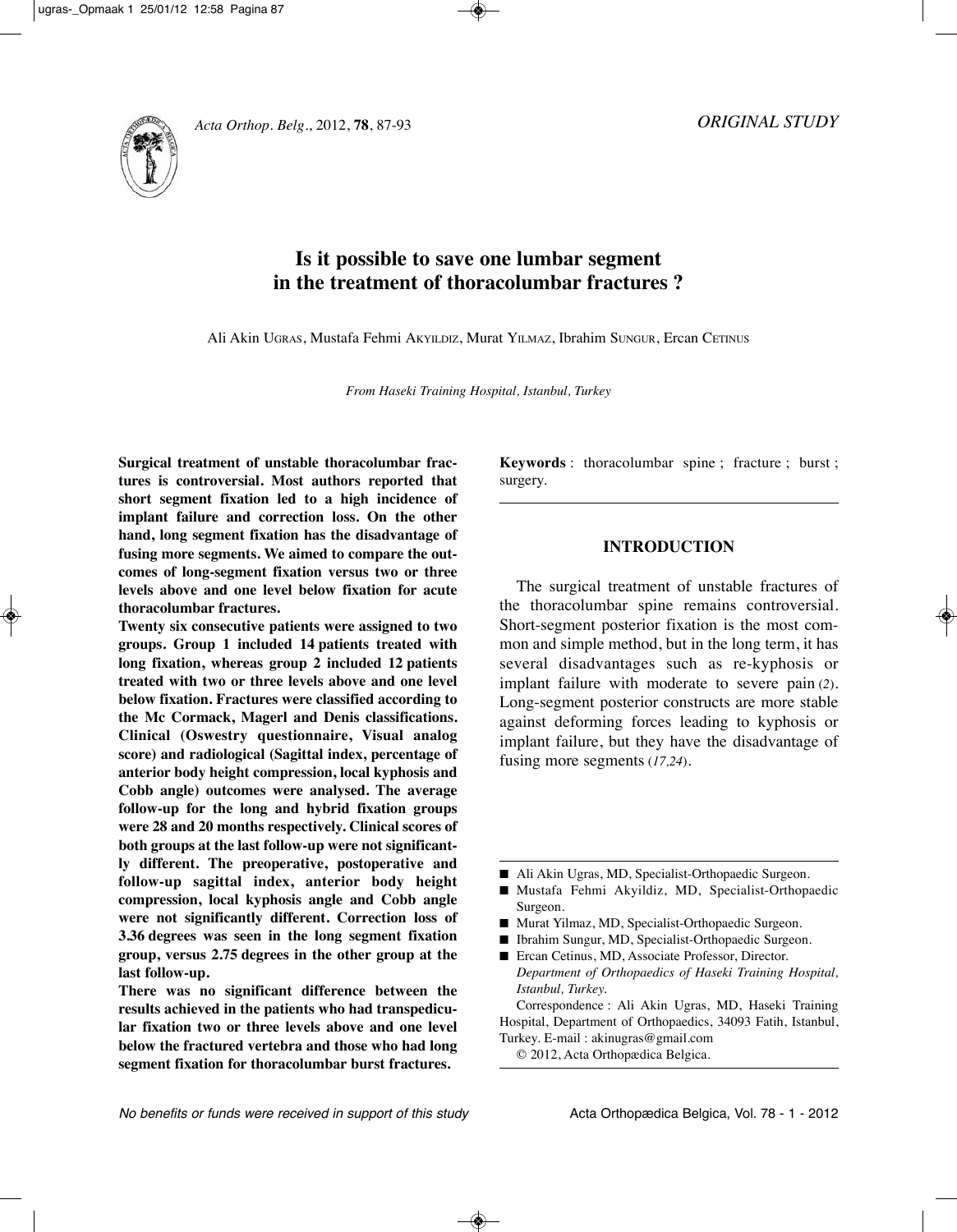ORIGINAL STUDY

# Is it possible to save one lumbar segment in the treatment of thoracolumbar fractures ?

Ali Akin UGRAS, Mustafa Fehmi AKYILDIZ, Murat YILMAZ, Ibrahim SUNGUR, Ercan CETINUS

*From Haseki Training Hospital, Istanbul, Turkey*

**Surgical treatment of unstable thoracolumbar fractures is controversial. Most authors reported that short segment fixation led to a high incidence of implant failure and correction loss. On the other hand, long segment fixation has the disadvantage of fusing more segments. We aimed to compare the outcomes of long-segment fixation versus two or three levels above and one level below fixation for acute thoracolumbar fractures.**

**Twenty six consecutive patients were assigned to two groups. Group 1 included 14 patients treated with long fixation, whereas group 2 included 12 patients treated with two or three levels above and one level below fixation. Fractures were classified according to the Mc Cormack, Magerl and Denis classifications. Clinical (Oswestry questionnaire, Visual analog score) and radiological (Sagittal index, percentage of anterior body height compression, local kyphosis and Cobb angle) outcomes were analysed. The average follow-up for the long and hybrid fixation groups were 28 and 20 months respectively. Clinical scores of both groups at the last follow-up were not significantly different. The preoperative, postoperative and follow-up sagittal index, anterior body height compression, local kyphosis angle and Cobb angle were not significantly different. Correction loss of 3.36 degrees was seen in the long segment fixation group, versus 2.75 degrees in the other group at the last follow-up.**

**There was no significant difference between the results achieved in the patients who had transpedicular fixation two or three levels above and one level below the fractured vertebra and those who had long segment fixation for thoracolumbar burst fractures.**

**Keywords** : thoracolumbar spine ; fracture ; burst ; surgery.

## INTRODUCTION

The surgical treatment of unstable fractures of the thoracolumbar spine remains controversial. Short-segment posterior fixation is the most common and simple method, but in the long term, it has several disadvantages such as re-kyphosis or implant failure with moderate to severe pain (*2*). Long-segment posterior constructs are more stable against deforming forces leading to kyphosis or implant failure, but they have the disadvantage of fusing more segments (*17,24*).

---

- Ali Akin Ugras, MD, Specialist-Orthopaedic Surgeon.
- Mustafa Fehmi Akyildiz, MD, Specialist-Orthopaedic Surgeon.
- Murat Yilmaz, MD, Specialist-Orthopaedic Surgeon.
- Ibrahim Sungur, MD, Specialist-Orthopaedic Surgeon.
- Ercan Cetinus, MD, Associate Professor, Director. *Department of Orthopaedics of Haseki Training Hospital, Istanbul, Turkey.*

Correspondence : Ali Akin Ugras, MD, Haseki Training Hospital, Department of Orthopaedics, 34093 Fatih, Istanbul, Turkey. E-mail : akinugras@gmail.com

© 2012, Acta Orthopædica Belgica.

*No benefits or funds were received in support of this study*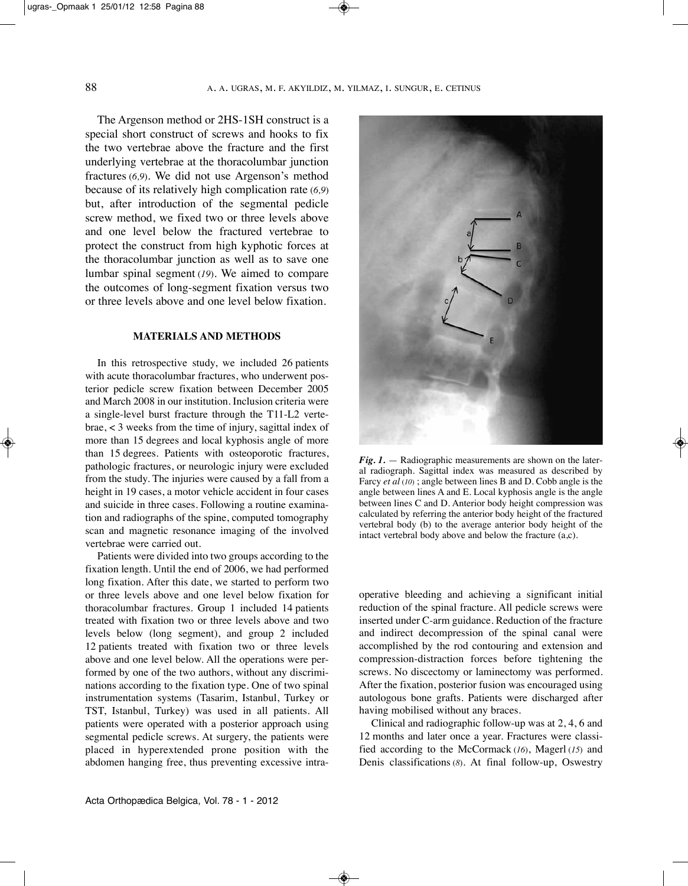The Argenson method or 2HS-1SH construct is a special short construct of screws and hooks to fix the two vertebrae above the fracture and the first underlying vertebrae at the thoracolumbar junction fractures (*6,9*). We did not use Argenson's method because of its relatively high complication rate (*6,9*) but, after introduction of the segmental pedicle screw method, we fixed two or three levels above and one level below the fractured vertebrae to protect the construct from high kyphotic forces at the thoracolumbar junction as well as to save one lumbar spinal segment (*19*). We aimed to compare the outcomes of long-segment fixation versus two or three levels above and one level below fixation.

## MATERIALS AND METHODS

In this retrospective study, we included 26 patients with acute thoracolumbar fractures, who underwent posterior pedicle screw fixation between December 2005 and March 2008 in our institution. Inclusion criteria were a single-level burst fracture through the T11-L2 vertebrae, < 3 weeks from the time of injury, sagittal index of more than 15 degrees and local kyphosis angle of more than 15 degrees. Patients with osteoporotic fractures, pathologic fractures, or neurologic injury were excluded from the study. The injuries were caused by a fall from a height in 19 cases, a motor vehicle accident in four cases and suicide in three cases. Following a routine examination and radiographs of the spine, computed tomography scan and magnetic resonance imaging of the involved vertebrae were carried out.

Patients were divided into two groups according to the fixation length. Until the end of 2006, we had performed long fixation. After this date, we started to perform two or three levels above and one level below fixation for thoracolumbar fractures. Group 1 included 14 patients treated with fixation two or three levels above and two levels below (long segment), and group 2 included 12 patients treated with fixation two or three levels above and one level below. All the operations were performed by one of the two authors, without any discriminations according to the fixation type. One of two spinal instrumentation systems (Tasarim, Istanbul, Turkey or TST, Istanbul, Turkey) was used in all patients. All patients were operated with a posterior approach using segmental pedicle screws. At surgery, the patients were placed in hyperextended prone position with the abdomen hanging free, thus preventing excessive intraoperative bleeding and achieving a significant initial reduction of the spinal fracture. All pedicle screws were inserted under C-arm guidance. Reduction of the fracture and indirect decompression of the spinal canal were accomplished by the rod contouring and extension and compression-distraction forces before tightening the screws. No discectomy or laminectomy was performed. After the fixation, posterior fusion was encouraged using autologous bone grafts. Patients were discharged after having mobilised without any braces.

***Fig. 1.*** — Radiographic measurements are shown on the lateral radiograph. Sagittal index was measured as described by Farcy *et al* (*10*) ; angle between lines B and D. Cobb angle is the angle between lines A and E. Local kyphosis angle is the angle between lines C and D. Anterior body height compression was calculated by referring the anterior body height of the fractured vertebral body (b) to the average anterior body height of the intact vertebral body above and below the fracture (a,c).

Clinical and radiographic follow-up was at 2, 4, 6 and 12 months and later once a year. Fractures were classified according to the McCormack (*16*), Magerl (*15*) and Denis classifications (*8*). At final follow-up, Oswestry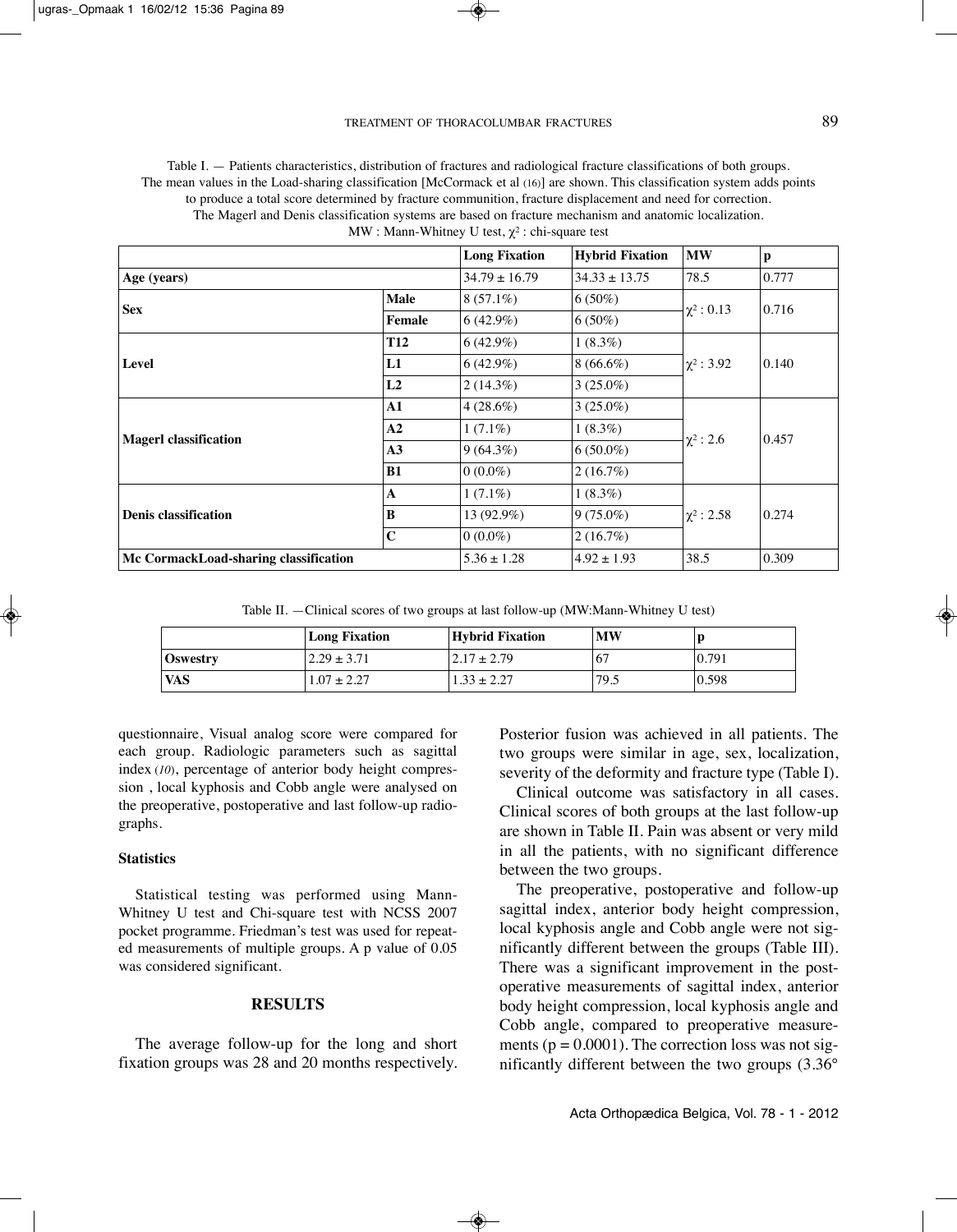Table I. — Patients characteristics, distribution of fractures and radiological fracture classifications of both groups. The mean values in the Load-sharing classification [McCormack et al (16)] are shown. This classification system adds points to produce a total score determined by fracture communition, fracture displacement and need for correction. The Magerl and Denis classification systems are based on fracture mechanism and anatomic localization. MW : Mann-Whitney U test, $\chi^2$ : chi-square test

| | | Long Fixation | Hybrid Fixation | MW | p |
|---|---|---|---|---|---|
| **Age (years)** | | 34.79 ± 16.79 | 34.33 ± 13.75 | 78.5 | 0.777 |
| **Sex** | **Male** | 8 (57.1%) | 6 (50%) | $\chi^2$ : 0.13 | 0.716 |
| | **Female** | 6 (42.9%) | 6 (50%) | | |
| **Level** | **T12** | 6 (42.9%) | 1 (8.3%) | $\chi^2$ : 3.92 | 0.140 |
| | **L1** | 6 (42.9%) | 8 (66.6%) | | |
| | **L2** | 2 (14.3%) | 3 (25.0%) | | |
| **Magerl classification** | **A1** | 4 (28.6%) | 3 (25.0%) | $\chi^2$ : 2.6 | 0.457 |
| | **A2** | 1 (7.1%) | 1 (8.3%) | | |
| | **A3** | 9 (64.3%) | 6 (50.0%) | | |
| | **B1** | 0 (0.0%) | 2 (16.7%) | | |
| **Denis classification** | **A** | 1 (7.1%) | 1 (8.3%) | $\chi^2$ : 2.58 | 0.274 |
| | **B** | 13 (92.9%) | 9 (75.0%) | | |
| | **C** | 0 (0.0%) | 2 (16.7%) | | |
| **Mc CormackLoad-sharing classification** | | 5.36 ± 1.28 | 4.92 ± 1.93 | 38.5 | 0.309 |

Table II. — Clinical scores of two groups at last follow-up (MW:Mann-Whitney U test)

| | Long Fixation | Hybrid Fixation | MW | p |
|---|---|---|---|---|
| **Oswestry** | 2.29 ± 3.71 | 2.17 ± 2.79 | 67 | 0.791 |
| **VAS** | 1.07 ± 2.27 | 1.33 ± 2.27 | 79.5 | 0.598 |

questionnaire, Visual analog score were compared for each group. Radiologic parameters such as sagittal index (*10*), percentage of anterior body height compression , local kyphosis and Cobb angle were analysed on the preoperative, postoperative and last follow-up radiographs.

### Statistics

Statistical testing was performed using Mann-Whitney U test and Chi-square test with NCSS 2007 pocket programme. Friedman's test was used for repeated measurements of multiple groups. A p value of 0.05 was considered significant.

## RESULTS

The average follow-up for the long and short fixation groups was 28 and 20 months respectively. Posterior fusion was achieved in all patients. The two groups were similar in age, sex, localization, severity of the deformity and fracture type (Table I).

Clinical outcome was satisfactory in all cases. Clinical scores of both groups at the last follow-up are shown in Table II. Pain was absent or very mild in all the patients, with no significant difference between the two groups.

The preoperative, postoperative and follow-up sagittal index, anterior body height compression, local kyphosis angle and Cobb angle were not significantly different between the groups (Table III). There was a significant improvement in the postoperative measurements of sagittal index, anterior body height compression, local kyphosis angle and Cobb angle, compared to preoperative measurements ($p = 0.0001$). The correction loss was not significantly different between the two groups (3.36°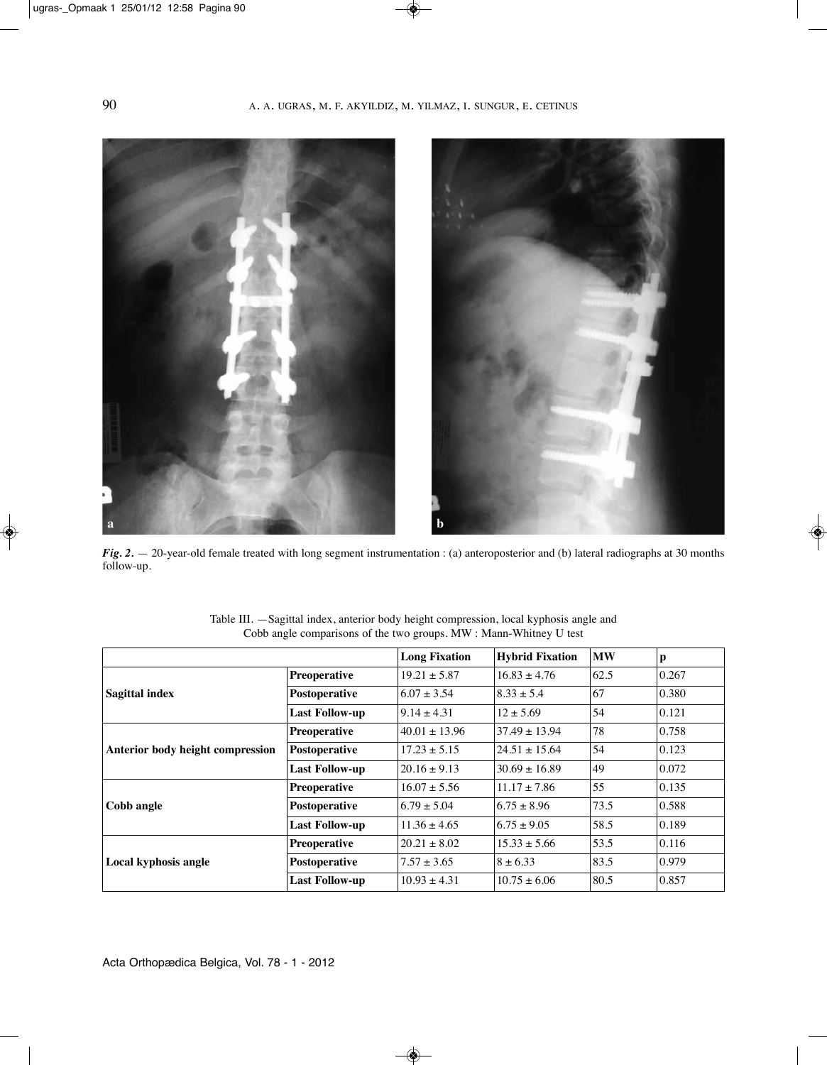*Fig. 2.* — 20-year-old female treated with long segment instrumentation : (a) anteroposterior and (b) lateral radiographs at 30 months follow-up.

Table III. — Sagittal index, anterior body height compression, local kyphosis angle and Cobb angle comparisons of the two groups. MW : Mann-Whitney U test

| | | Long Fixation | Hybrid Fixation | MW | p |
|---|---|---|---|---|---|
| **Sagittal index** | **Preoperative** | 19.21 ± 5.87 | 16.83 ± 4.76 | 62.5 | 0.267 |
| | **Postoperative** | 6.07 ± 3.54 | 8.33 ± 5.4 | 67 | 0.380 |
| | **Last Follow-up** | 9.14 ± 4.31 | 12 ± 5.69 | 54 | 0.121 |
| **Anterior body height compression** | **Preoperative** | 40.01 ± 13.96 | 37.49 ± 13.94 | 78 | 0.758 |
| | **Postoperative** | 17.23 ± 5.15 | 24.51 ± 15.64 | 54 | 0.123 |
| | **Last Follow-up** | 20.16 ± 9.13 | 30.69 ± 16.89 | 49 | 0.072 |
| **Cobb angle** | **Preoperative** | 16.07 ± 5.56 | 11.17 ± 7.86 | 55 | 0.135 |
| | **Postoperative** | 6.79 ± 5.04 | 6.75 ± 8.96 | 73.5 | 0.588 |
| | **Last Follow-up** | 11.36 ± 4.65 | 6.75 ± 9.05 | 58.5 | 0.189 |
| **Local kyphosis angle** | **Preoperative** | 20.21 ± 8.02 | 15.33 ± 5.66 | 53.5 | 0.116 |
| | **Postoperative** | 7.57 ± 3.65 | 8 ± 6.33 | 83.5 | 0.979 |
| | **Last Follow-up** | 10.93 ± 4.31 | 10.75 ± 6.06 | 80.5 | 0.857 |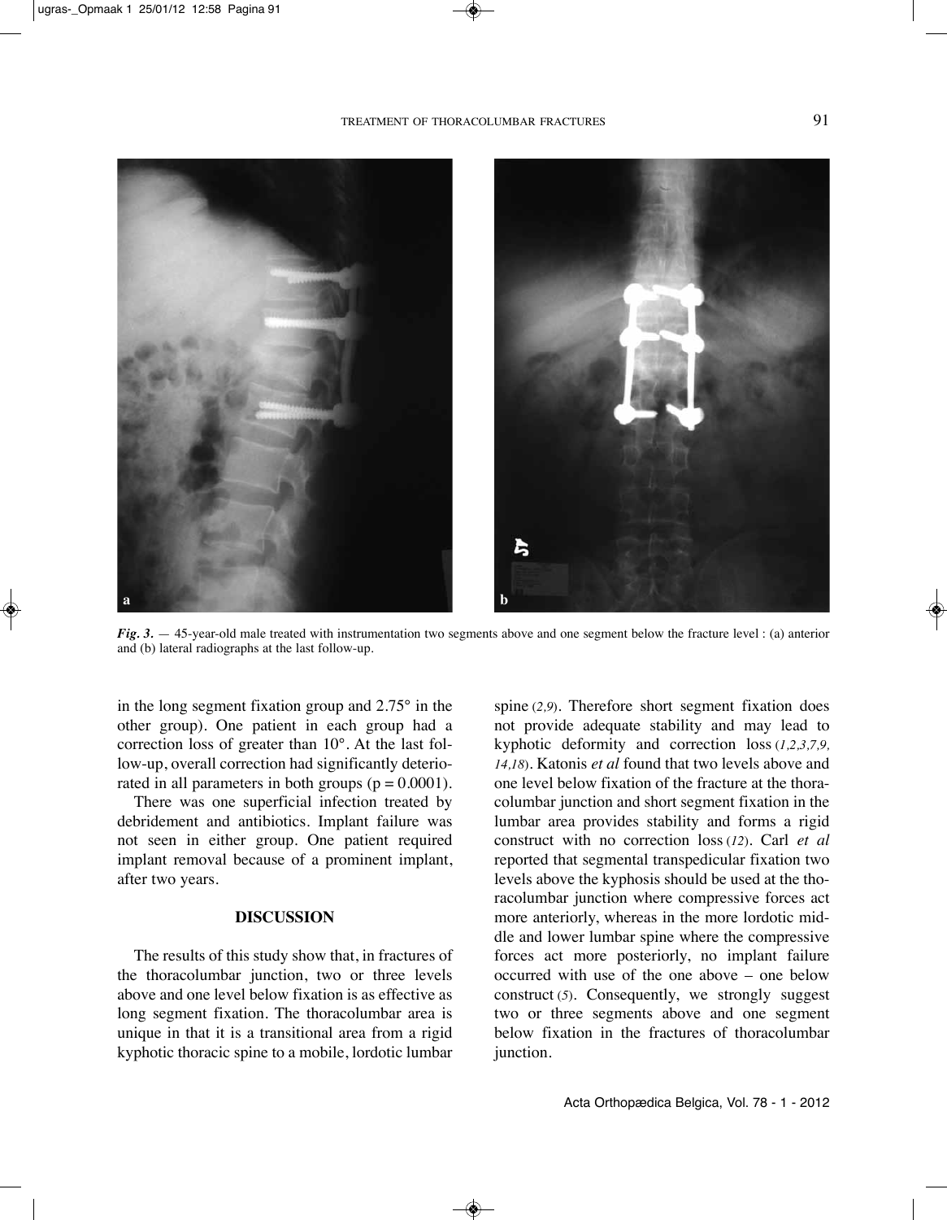*Fig. 3.* — 45-year-old male treated with instrumentation two segments above and one segment below the fracture level : (a) anterior and (b) lateral radiographs at the last follow-up.

in the long segment fixation group and 2.75° in the other group). One patient in each group had a correction loss of greater than 10°. At the last follow-up, overall correction had significantly deteriorated in all parameters in both groups ($p = 0.0001$).

There was one superficial infection treated by debridement and antibiotics. Implant failure was not seen in either group. One patient required implant removal because of a prominent implant, after two years.

## DISCUSSION

The results of this study show that, in fractures of the thoracolumbar junction, two or three levels above and one level below fixation is as effective as long segment fixation. The thoracolumbar area is unique in that it is a transitional area from a rigid kyphotic thoracic spine to a mobile, lordotic lumbar spine (*2,9*). Therefore short segment fixation does not provide adequate stability and may lead to kyphotic deformity and correction loss (*1,2,3,7,9, 14,18*). Katonis *et al* found that two levels above and one level below fixation of the fracture at the thoracolumbar junction and short segment fixation in the lumbar area provides stability and forms a rigid construct with no correction loss (*12*). Carl *et al* reported that segmental transpedicular fixation two levels above the kyphosis should be used at the thoracolumbar junction where compressive forces act more anteriorly, whereas in the more lordotic middle and lower lumbar spine where the compressive forces act more posteriorly, no implant failure occurred with use of the one above – one below construct (*5*). Consequently, we strongly suggest two or three segments above and one segment below fixation in the fractures of thoracolumbar junction.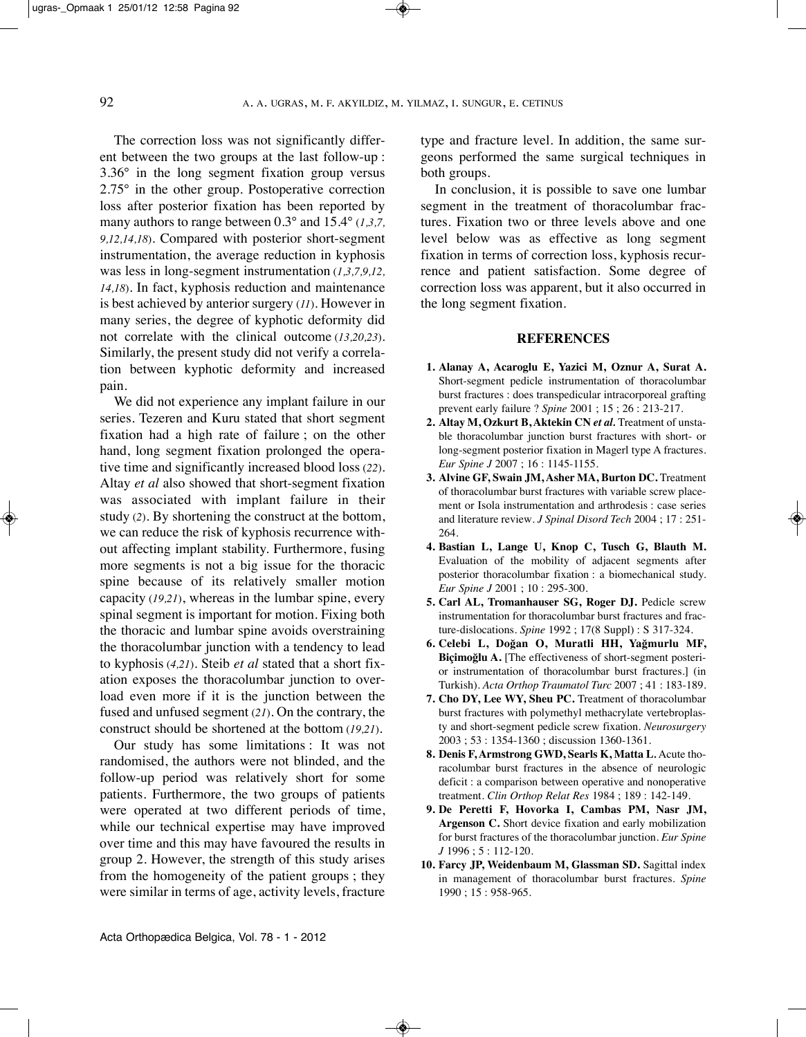The correction loss was not significantly different between the two groups at the last follow-up : 3.36° in the long segment fixation group versus 2.75° in the other group. Postoperative correction loss after posterior fixation has been reported by many authors to range between 0.3° and 15.4° (*1,3,7, 9,12,14,18*). Compared with posterior short-segment instrumentation, the average reduction in kyphosis was less in long-segment instrumentation (*1,3,7,9,12, 14,18*). In fact, kyphosis reduction and maintenance is best achieved by anterior surgery (*11*). However in many series, the degree of kyphotic deformity did not correlate with the clinical outcome (*13,20,23*). Similarly, the present study did not verify a correlation between kyphotic deformity and increased pain.

We did not experience any implant failure in our series. Tezeren and Kuru stated that short segment fixation had a high rate of failure ; on the other hand, long segment fixation prolonged the operative time and significantly increased blood loss (*22*). Altay *et al* also showed that short-segment fixation was associated with implant failure in their study (*2*). By shortening the construct at the bottom, we can reduce the risk of kyphosis recurrence without affecting implant stability. Furthermore, fusing more segments is not a big issue for the thoracic spine because of its relatively smaller motion capacity (*19,21*), whereas in the lumbar spine, every spinal segment is important for motion. Fixing both the thoracic and lumbar spine avoids overstraining the thoracolumbar junction with a tendency to lead to kyphosis (*4,21*). Steib *et al* stated that a short fixation exposes the thoracolumbar junction to overload even more if it is the junction between the fused and unfused segment (*21*). On the contrary, the construct should be shortened at the bottom (*19,21*).

Our study has some limitations : It was not randomised, the authors were not blinded, and the follow-up period was relatively short for some patients. Furthermore, the two groups of patients were operated at two different periods of time, while our technical expertise may have improved over time and this may have favoured the results in group 2. However, the strength of this study arises from the homogeneity of the patient groups ; they were similar in terms of age, activity levels, fracture type and fracture level. In addition, the same surgeons performed the same surgical techniques in both groups.

In conclusion, it is possible to save one lumbar segment in the treatment of thoracolumbar fractures. Fixation two or three levels above and one level below was as effective as long segment fixation in terms of correction loss, kyphosis recurrence and patient satisfaction. Some degree of correction loss was apparent, but it also occurred in the long segment fixation.

## REFERENCES

1. **Alanay A, Acaroglu E, Yazici M, Oznur A, Surat A.** Short-segment pedicle instrumentation of thoracolumbar burst fractures : does transpedicular intracorporeal grafting prevent early failure ? *Spine* 2001 ; 15 ; 26 : 213-217.
2. **Altay M, Ozkurt B, Aktekin CN *et al.*** Treatment of unstable thoracolumbar junction burst fractures with short- or long-segment posterior fixation in Magerl type A fractures. *Eur Spine J* 2007 ; 16 : 1145-1155.
3. **Alvine GF, Swain JM, Asher MA, Burton DC.** Treatment of thoracolumbar burst fractures with variable screw placement or Isola instrumentation and arthrodesis : case series and literature review. *J Spinal Disord Tech* 2004 ; 17 : 251-264.
4. **Bastian L, Lange U, Knop C, Tusch G, Blauth M.** Evaluation of the mobility of adjacent segments after posterior thoracolumbar fixation : a biomechanical study. *Eur Spine J* 2001 ; 10 : 295-300.
5. **Carl AL, Tromanhauser SG, Roger DJ.** Pedicle screw instrumentation for thoracolumbar burst fractures and fracture-dislocations. *Spine* 1992 ; 17(8 Suppl) : S 317-324.
6. **Celebi L, Doğan O, Muratli HH, Yağmurlu MF, Biçimoğlu A.** [The effectiveness of short-segment posterior instrumentation of thoracolumbar burst fractures.] (in Turkish). *Acta Orthop Traumatol Turc* 2007 ; 41 : 183-189.
7. **Cho DY, Lee WY, Sheu PC.** Treatment of thoracolumbar burst fractures with polymethyl methacrylate vertebroplasty and short-segment pedicle screw fixation. *Neurosurgery* 2003 ; 53 : 1354-1360 ; discussion 1360-1361.
8. **Denis F, Armstrong GWD, Searls K, Matta L.** Acute thoracolumbar burst fractures in the absence of neurologic deficit : a comparison between operative and nonoperative treatment. *Clin Orthop Relat Res* 1984 ; 189 : 142-149.
9. **De Peretti F, Hovorka I, Cambas PM, Nasr JM, Argenson C.** Short device fixation and early mobilization for burst fractures of the thoracolumbar junction. *Eur Spine J* 1996 ; 5 : 112-120.
10. **Farcy JP, Weidenbaum M, Glassman SD.** Sagittal index in management of thoracolumbar burst fractures. *Spine* 1990 ; 15 : 958-965.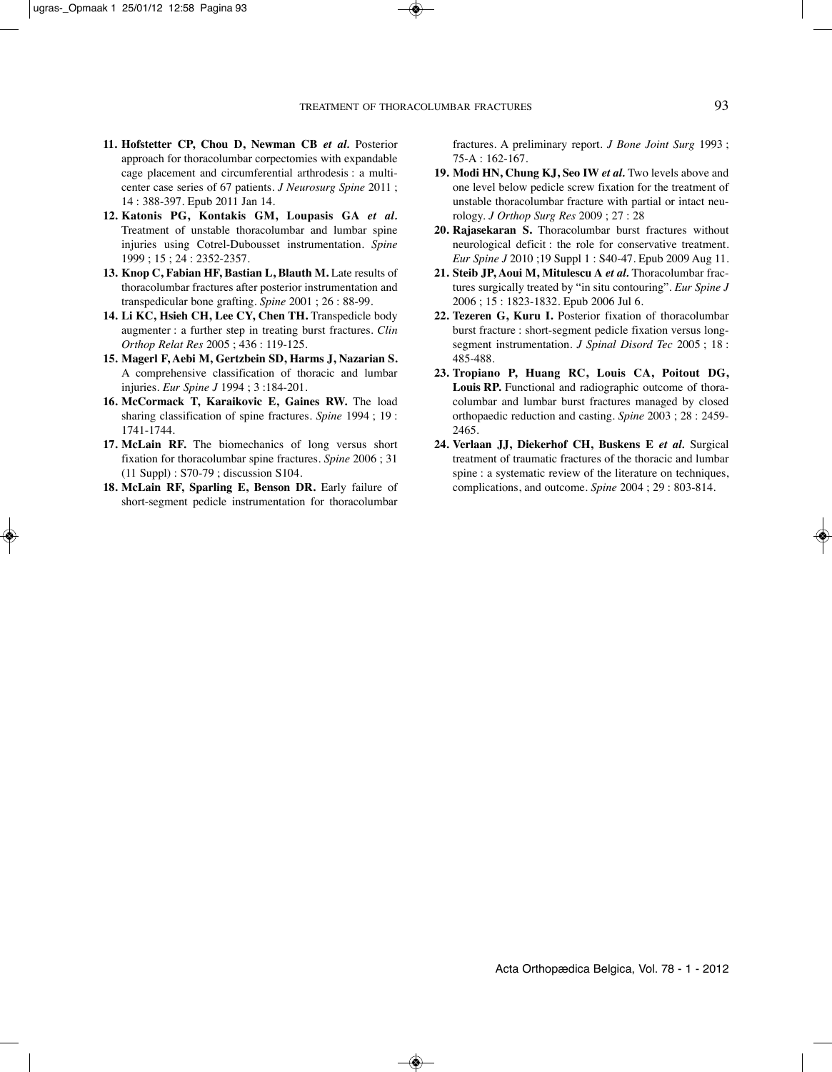11. **Hofstetter CP, Chou D, Newman CB *et al.*** Posterior approach for thoracolumbar corpectomies with expandable cage placement and circumferential arthrodesis : a multicenter case series of 67 patients. *J Neurosurg Spine* 2011 ; 14 : 388-397. Epub 2011 Jan 14.
12. **Katonis PG, Kontakis GM, Loupasis GA *et al.*** Treatment of unstable thoracolumbar and lumbar spine injuries using Cotrel-Dubousset instrumentation. *Spine* 1999 ; 15 ; 24 : 2352-2357.
13. **Knop C, Fabian HF, Bastian L, Blauth M.** Late results of thoracolumbar fractures after posterior instrumentation and transpedicular bone grafting. *Spine* 2001 ; 26 : 88-99.
14. **Li KC, Hsieh CH, Lee CY, Chen TH.** Transpedicle body augmenter : a further step in treating burst fractures. *Clin Orthop Relat Res* 2005 ; 436 : 119-125.
15. **Magerl F, Aebi M, Gertzbein SD, Harms J, Nazarian S.** A comprehensive classification of thoracic and lumbar injuries. *Eur Spine J* 1994 ; 3 :184-201.
16. **McCormack T, Karaikovic E, Gaines RW.** The load sharing classification of spine fractures. *Spine* 1994 ; 19 : 1741-1744.
17. **McLain RF.** The biomechanics of long versus short fixation for thoracolumbar spine fractures. *Spine* 2006 ; 31 (11 Suppl) : S70-79 ; discussion S104.
18. **McLain RF, Sparling E, Benson DR.** Early failure of short-segment pedicle instrumentation for thoracolumbar fractures. A preliminary report. *J Bone Joint Surg* 1993 ; 75-A : 162-167.
19. **Modi HN, Chung KJ, Seo IW *et al.*** Two levels above and one level below pedicle screw fixation for the treatment of unstable thoracolumbar fracture with partial or intact neurology. *J Orthop Surg Res* 2009 ; 27 : 28
20. **Rajasekaran S.** Thoracolumbar burst fractures without neurological deficit : the role for conservative treatment. *Eur Spine J* 2010 ;19 Suppl 1 : S40-47. Epub 2009 Aug 11.
21. **Steib JP, Aoui M, Mitulescu A *et al.*** Thoracolumbar fractures surgically treated by "in situ contouring". *Eur Spine J* 2006 ; 15 : 1823-1832. Epub 2006 Jul 6.
22. **Tezeren G, Kuru I.** Posterior fixation of thoracolumbar burst fracture : short-segment pedicle fixation versus long-segment instrumentation. *J Spinal Disord Tec* 2005 ; 18 : 485-488.
23. **Tropiano P, Huang RC, Louis CA, Poitout DG, Louis RP.** Functional and radiographic outcome of thoracolumbar and lumbar burst fractures managed by closed orthopaedic reduction and casting. *Spine* 2003 ; 28 : 2459-2465.
24. **Verlaan JJ, Diekerhof CH, Buskens E *et al.*** Surgical treatment of traumatic fractures of the thoracic and lumbar spine : a systematic review of the literature on techniques, complications, and outcome. *Spine* 2004 ; 29 : 803-814.